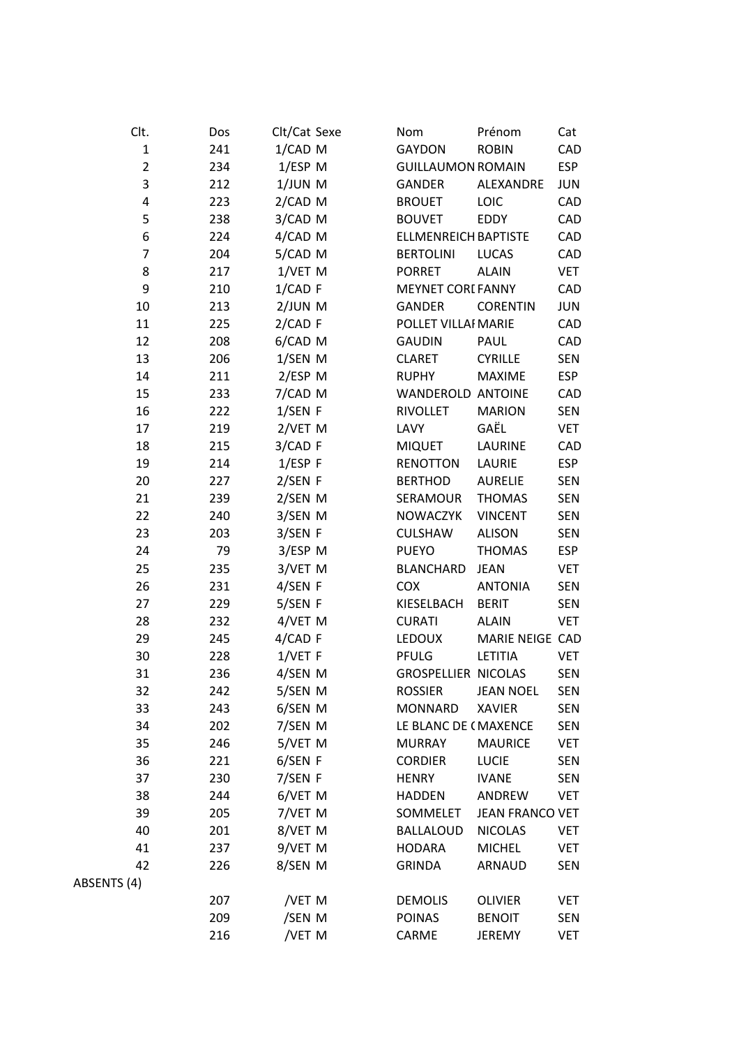| Clt. | Dos | Clt/Cat | Sexe | Nom | Prénom | Cat |
|---|---|---|---|---|---|---|
| 1 | 241 | 1/CAD | M | GAYDON | ROBIN | CAD |
| 2 | 234 | 1/ESP | M | GUILLAUMON | ROMAIN | ESP |
| 3 | 212 | 1/JUN | M | GANDER | ALEXANDRE | JUN |
| 4 | 223 | 2/CAD | M | BROUET | LOIC | CAD |
| 5 | 238 | 3/CAD | M | BOUVET | EDDY | CAD |
| 6 | 224 | 4/CAD | M | ELLMENREICH | BAPTISTE | CAD |
| 7 | 204 | 5/CAD | M | BERTOLINI | LUCAS | CAD |
| 8 | 217 | 1/VET | M | PORRET | ALAIN | VET |
| 9 | 210 | 1/CAD | F | MEYNET CORI | FANNY | CAD |
| 10 | 213 | 2/JUN | M | GANDER | CORENTIN | JUN |
| 11 | 225 | 2/CAD | F | POLLET VILLAI | MARIE | CAD |
| 12 | 208 | 6/CAD | M | GAUDIN | PAUL | CAD |
| 13 | 206 | 1/SEN | M | CLARET | CYRILLE | SEN |
| 14 | 211 | 2/ESP | M | RUPHY | MAXIME | ESP |
| 15 | 233 | 7/CAD | M | WANDEROLD | ANTOINE | CAD |
| 16 | 222 | 1/SEN | F | RIVOLLET | MARION | SEN |
| 17 | 219 | 2/VET | M | LAVY | GAËL | VET |
| 18 | 215 | 3/CAD | F | MIQUET | LAURINE | CAD |
| 19 | 214 | 1/ESP | F | RENOTTON | LAURIE | ESP |
| 20 | 227 | 2/SEN | F | BERTHOD | AURELIE | SEN |
| 21 | 239 | 2/SEN | M | SERAMOUR | THOMAS | SEN |
| 22 | 240 | 3/SEN | M | NOWACZYK | VINCENT | SEN |
| 23 | 203 | 3/SEN | F | CULSHAW | ALISON | SEN |
| 24 | 79 | 3/ESP | M | PUEYO | THOMAS | ESP |
| 25 | 235 | 3/VET | M | BLANCHARD | JEAN | VET |
| 26 | 231 | 4/SEN | F | COX | ANTONIA | SEN |
| 27 | 229 | 5/SEN | F | KIESELBACH | BERIT | SEN |
| 28 | 232 | 4/VET | M | CURATI | ALAIN | VET |
| 29 | 245 | 4/CAD | F | LEDOUX | MARIE NEIGE | CAD |
| 30 | 228 | 1/VET | F | PFULG | LETITIA | VET |
| 31 | 236 | 4/SEN | M | GROSPELLIER | NICOLAS | SEN |
| 32 | 242 | 5/SEN | M | ROSSIER | JEAN NOEL | SEN |
| 33 | 243 | 6/SEN | M | MONNARD | XAVIER | SEN |
| 34 | 202 | 7/SEN | M | LE BLANC DE ( | MAXENCE | SEN |
| 35 | 246 | 5/VET | M | MURRAY | MAURICE | VET |
| 36 | 221 | 6/SEN | F | CORDIER | LUCIE | SEN |
| 37 | 230 | 7/SEN | F | HENRY | IVANE | SEN |
| 38 | 244 | 6/VET | M | HADDEN | ANDREW | VET |
| 39 | 205 | 7/VET | M | SOMMELET | JEAN FRANCO | VET |
| 40 | 201 | 8/VET | M | BALLALOUD | NICOLAS | VET |
| 41 | 237 | 9/VET | M | HODARA | MICHEL | VET |
| 42 | 226 | 8/SEN | M | GRINDA | ARNAUD | SEN |
| ABSENTS (4) | | | | | | |
| | 207 | /VET | M | DEMOLIS | OLIVIER | VET |
| | 209 | /SEN | M | POINAS | BENOIT | SEN |
| | 216 | /VET | M | CARME | JEREMY | VET |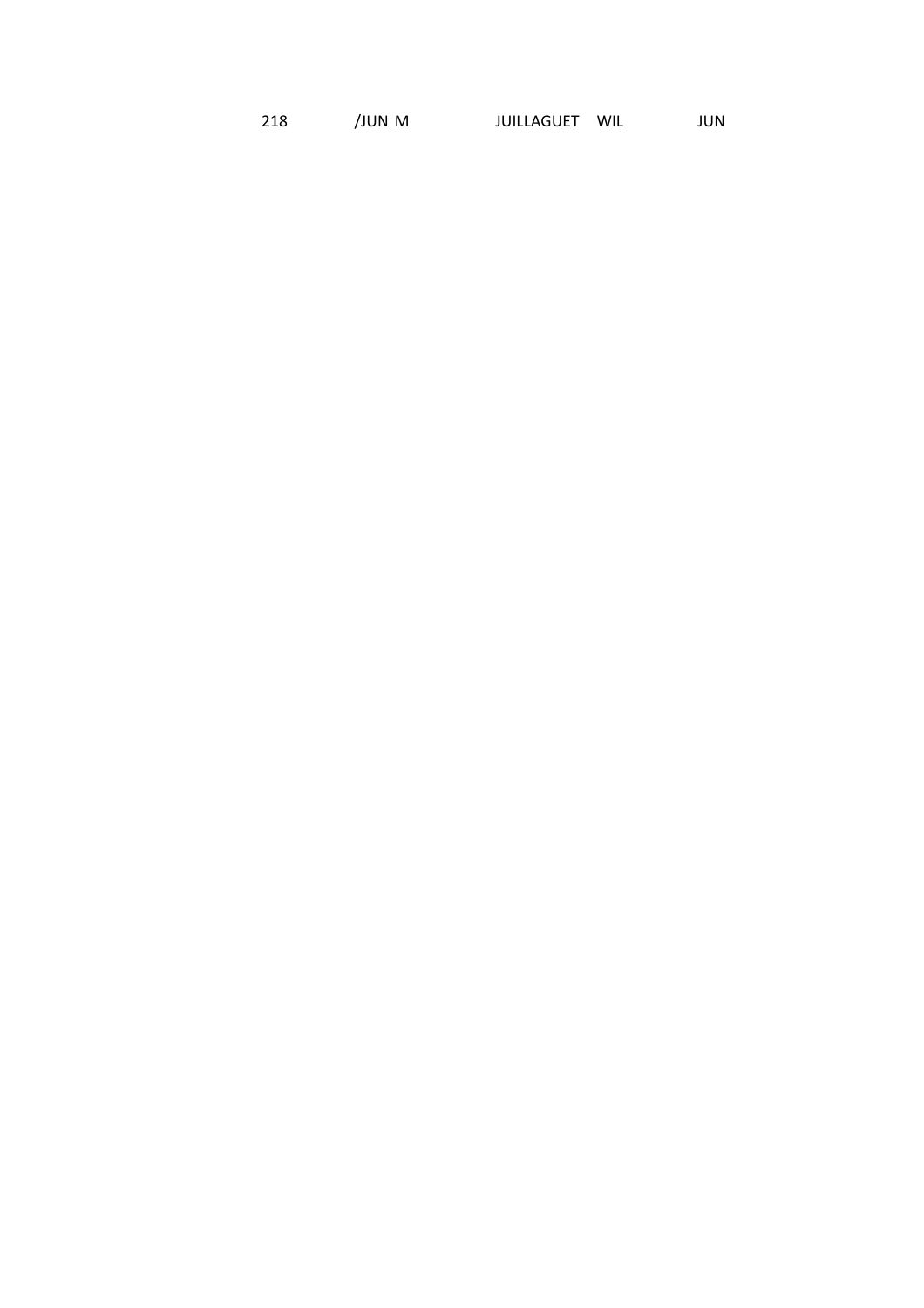218 /JUN M JUILLAGUET WIL JUN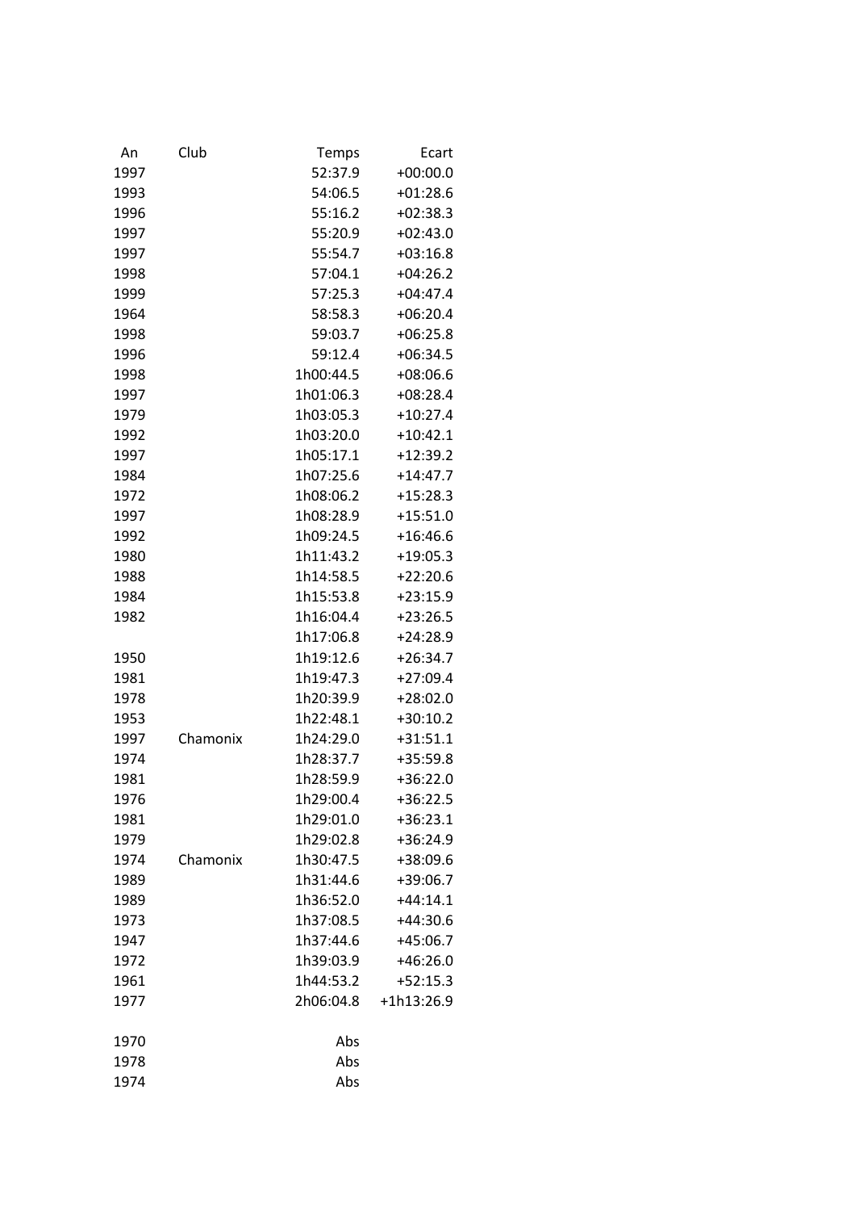| An | Club | Temps | Ecart |
|---|---|---|---|
| 1997 | | 52:37.9 | +00:00.0 |
| 1993 | | 54:06.5 | +01:28.6 |
| 1996 | | 55:16.2 | +02:38.3 |
| 1997 | | 55:20.9 | +02:43.0 |
| 1997 | | 55:54.7 | +03:16.8 |
| 1998 | | 57:04.1 | +04:26.2 |
| 1999 | | 57:25.3 | +04:47.4 |
| 1964 | | 58:58.3 | +06:20.4 |
| 1998 | | 59:03.7 | +06:25.8 |
| 1996 | | 59:12.4 | +06:34.5 |
| 1998 | | 1h00:44.5 | +08:06.6 |
| 1997 | | 1h01:06.3 | +08:28.4 |
| 1979 | | 1h03:05.3 | +10:27.4 |
| 1992 | | 1h03:20.0 | +10:42.1 |
| 1997 | | 1h05:17.1 | +12:39.2 |
| 1984 | | 1h07:25.6 | +14:47.7 |
| 1972 | | 1h08:06.2 | +15:28.3 |
| 1997 | | 1h08:28.9 | +15:51.0 |
| 1992 | | 1h09:24.5 | +16:46.6 |
| 1980 | | 1h11:43.2 | +19:05.3 |
| 1988 | | 1h14:58.5 | +22:20.6 |
| 1984 | | 1h15:53.8 | +23:15.9 |
| 1982 | | 1h16:04.4 | +23:26.5 |
| | | 1h17:06.8 | +24:28.9 |
| 1950 | | 1h19:12.6 | +26:34.7 |
| 1981 | | 1h19:47.3 | +27:09.4 |
| 1978 | | 1h20:39.9 | +28:02.0 |
| 1953 | | 1h22:48.1 | +30:10.2 |
| 1997 | Chamonix | 1h24:29.0 | +31:51.1 |
| 1974 | | 1h28:37.7 | +35:59.8 |
| 1981 | | 1h28:59.9 | +36:22.0 |
| 1976 | | 1h29:00.4 | +36:22.5 |
| 1981 | | 1h29:01.0 | +36:23.1 |
| 1979 | | 1h29:02.8 | +36:24.9 |
| 1974 | Chamonix | 1h30:47.5 | +38:09.6 |
| 1989 | | 1h31:44.6 | +39:06.7 |
| 1989 | | 1h36:52.0 | +44:14.1 |
| 1973 | | 1h37:08.5 | +44:30.6 |
| 1947 | | 1h37:44.6 | +45:06.7 |
| 1972 | | 1h39:03.9 | +46:26.0 |
| 1961 | | 1h44:53.2 | +52:15.3 |
| 1977 | | 2h06:04.8 | +1h13:26.9 |
| | | | |
| 1970 | | Abs | |
| 1978 | | Abs | |
| 1974 | | Abs | |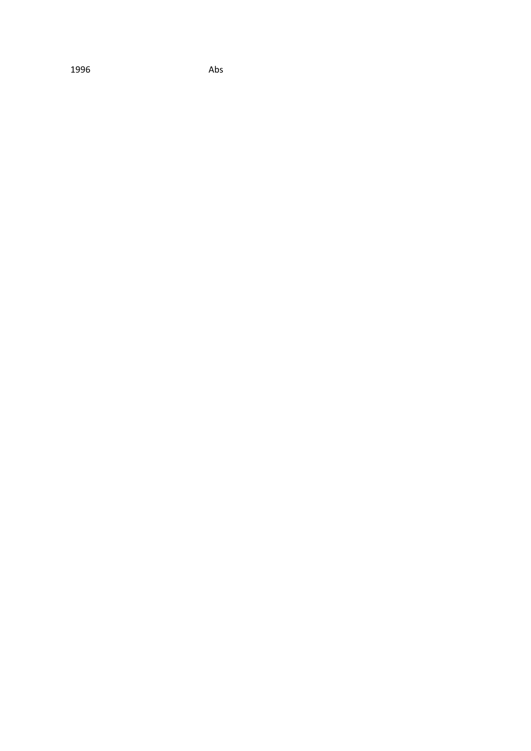1996 Abs